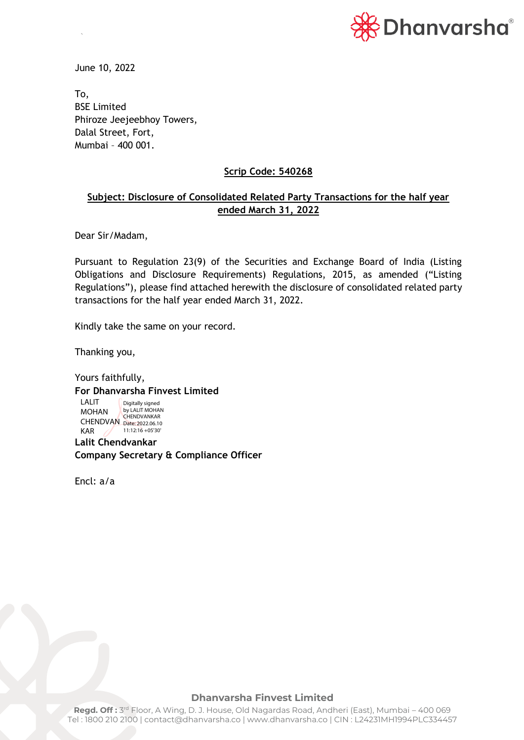June 10, 2022

To,  
BSE Limited  
Phiroze Jeejeebhoy Towers,  
Dalal Street, Fort,  
Mumbai – 400 001.

**Scrip Code: 540268**

**Subject: Disclosure of Consolidated Related Party Transactions for the half year ended March 31, 2022**

Dear Sir/Madam,

Pursuant to Regulation 23(9) of the Securities and Exchange Board of India (Listing Obligations and Disclosure Requirements) Regulations, 2015, as amended ("Listing Regulations"), please find attached herewith the disclosure of consolidated related party transactions for the half year ended March 31, 2022.

Kindly take the same on your record.

Thanking you,

Yours faithfully,  
**For Dhanvarsha Finvest Limited**

LALIT MOHAN CHENDVANKAR  
Digitally signed by LALIT MOHAN CHENDVANKAR  
Date: 2022.06.10 11:12:16 +05'30'

**Lalit Chendvankar**  
**Company Secretary & Compliance Officer**

Encl: a/a

**Dhanvarsha Finvest Limited**  
**Regd. Off :** 3rd Floor, A Wing, D. J. House, Old Nagardas Road, Andheri (East), Mumbai – 400 069  
Tel : 1800 210 2100 | contact@dhanvarsha.co | www.dhanvarsha.co | CIN : L24231MH1994PLC334457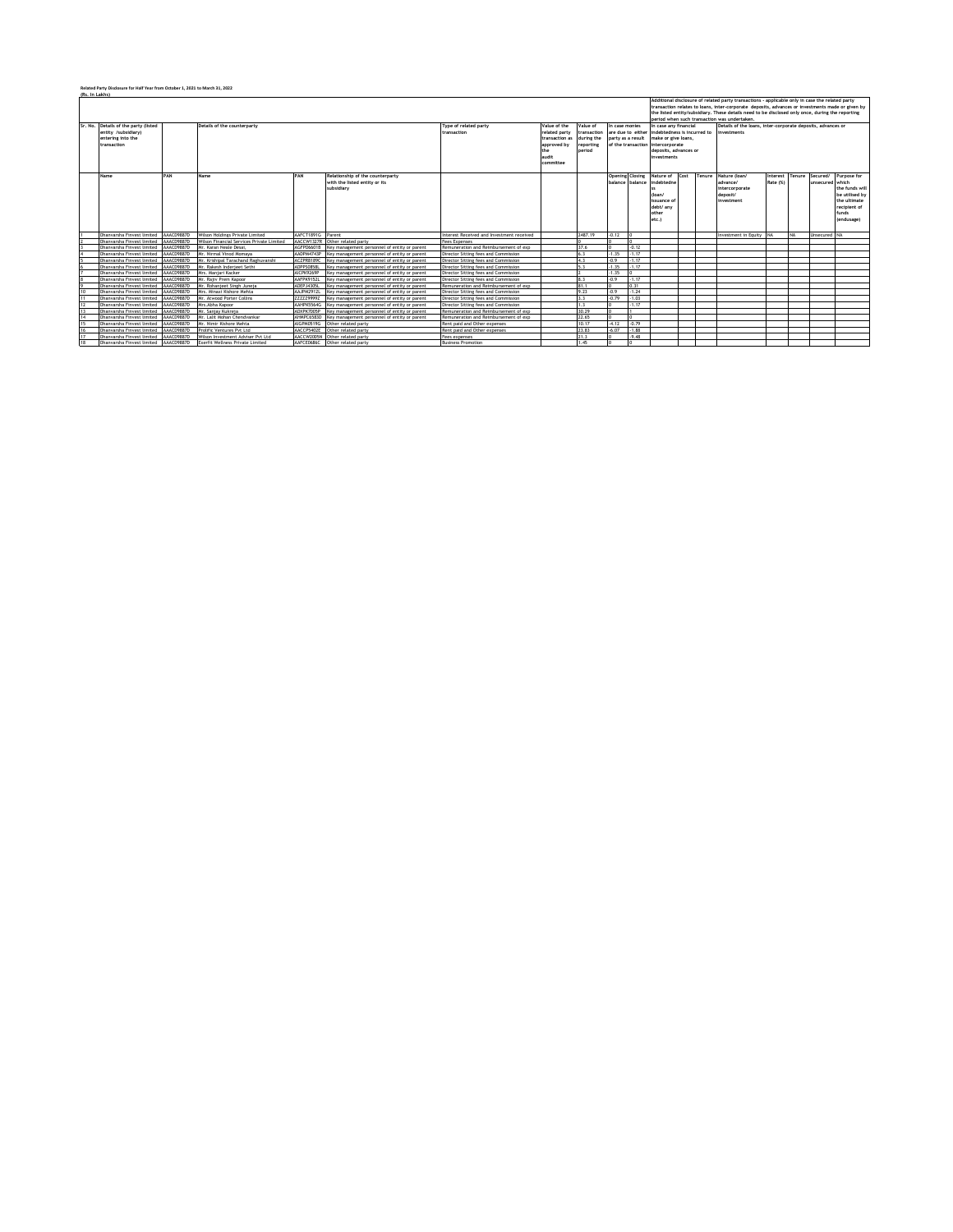Related Party Disclosure for Half Year from October 1, 2021 to March 31, 2022
(Rs. In Lakhs)

| Sr. No. | Details of the party (listed entity /subsidiary) entering into the transaction | | Details of the counterparty | | | Type of related party transaction | Value of the related party transaction as approved by the audit committee | Value of transaction during the reporting period | In case monies are due to either party as a result of the transaction | | Additional disclosure of related party transactions - applicable only in case the related party transaction relates to loans, inter-corporate deposits, advances or investments made or given by the listed entity/subsidiary. These details need to be disclosed only once, during the reporting period when such transaction was undertaken. In case any financial indebtedness is incurred to make or give loans, intercorporate deposits, advances or investments | | | Details of the loans, inter-corporate deposits, advances or investments | | | | |
|---|---|---|---|---|---|---|---|---|---|---|---|---|---|---|---|---|---|---|
| | Name | PAN | Name | PAN | Relationship of the counterparty with the listed entity or its subsidiary | | | | Opening balance | Closing balance | Nature of indebtedness (loan/ issuance of debt/ any other etc.) | Cost | Tenure | Nature (loan/ advance/ intercorporate deposit/ investment | Interest Rate (%) | Tenure | Secured/ unsecured | Purpose for which the funds will be utilised by the ultimate recipient of funds (endusage) |
| 1 | Dhanvarsha Finvest Limited | AAACD9887D | Wilson Holdings Private Limited | AAFCT1891G | Parent | Interest Received and Investment received | | 2487.19 | -0.12 | 0 | | | | Investment in Equity | NA | NA | Unsecured | NA |
| 2 | Dhanvarsha Finvest Limited | AAACD9887D | Wilson Financial Services Private Limited | AACCW1327R | Other related party | Fees Expenses | | 0 | 0 | 0 | | | | | | | | |
| 3 | Dhanvarsha Finvest Limited | AAACD9887D | Mr. Karan Neale Desai, | AGFPD6601B | Key management personnel of entity or parent | Remuneration and Reimbursement of exp | | 37.6 | 0 | -0.12 | | | | | | | | |
| 4 | Dhanvarsha Finvest Limited | AAACD9887D | Mr. Nirmal Vinod Momaya | AADPM4745P | Key management personnel of entity or parent | Director Sitting fees and Commission | | 6.3 | -1.35 | -1.17 | | | | | | | | |
| 5 | Dhanvarsha Finvest Limited | AAACD9887D | Mr. Krishipal Tarachand Raghuvanshi | ACZPR8189C | Key management personnel of entity or parent | Director Sitting fees and Commission | | 4.3 | -0.9 | -1.17 | | | | | | | | |
| 6 | Dhanvarsha Finvest Limited | AAACD9887D | Mr. Rakesh Inderjeet Sethi | ADPPS0858L | Key management personnel of entity or parent | Director Sitting fees and Commission | | 5.3 | -1.35 | -1.17 | | | | | | | | |
| 7 | Dhanvarsha Finvest Limited | AAACD9887D | Mrs. Manjari Kacker | AICPK9269P | Key management personnel of entity or parent | Director Sitting fees and Commission | | 2 | -1.35 | 0 | | | | | | | | |
| 8 | Dhanvarsha Finvest Limited | AAACD9887D | Mr. Rajiv Prem Kapoor | AAFPK9152L | Key management personnel of entity or parent | Director Sitting fees and Commission | | 8.3 | -0.9 | -1.17 | | | | | | | | |
| 9 | Dhanvarsha Finvest Limited | AAACD9887D | Mr. Rohanjeet Singh Juneja | ADEPJ4305L | Key management personnel of entity or parent | Remuneration and Reimbursement of exp | | 81.1 | 0 | 0.31 | | | | | | | | |
| 10 | Dhanvarsha Finvest Limited | AAACD9887D | Mrs. Minaxi Kishore Mehta | AAJPM2912L | Key management personnel of entity or parent | Director Sitting fees and Commission | | 9.23 | -0.9 | -1.24 | | | | | | | | |
| 11 | Dhanvarsha Finvest Limited | AAACD9887D | Mr. Atwood Porter Collins | ZZZZZ9999Z | Key management personnel of entity or parent | Director Sitting fees and Commission | | 3.3 | -0.79 | -1.03 | | | | | | | | |
| 12 | Dhanvarsha Finvest Limited | AAACD9887D | Mrs.Abha Kapoor | AAHPK5564G | Key management personnel of entity or parent | Director Sitting fees and Commission | | 1.3 | 0 | -1.17 | | | | | | | | |
| 13 | Dhanvarsha Finvest Limited | AAACD9887D | Mr. Sanjay Kukreja | ADXPK7005P | Key management personnel of entity or parent | Remuneration and Reimbursement of exp | | 30.29 | 0 | 1 | | | | | | | | |
| 14 | Dhanvarsha Finvest Limited | AAACD9887D | Mr. Lalit Mohan Chendvankar | AHWPC6583D | Key management personnel of entity or parent | Remuneration and Reimbursement of exp | | 22.65 | 0 | 0 | | | | | | | | |
| 15 | Dhanvarsha Finvest Limited | AAACD9887D | Mr. Nimir Kishore Mehta | AIGPM0519G | Other related party | Rent paid and Other expenses | | 10.17 | -4.12 | -0.79 | | | | | | | | |
| 16 | Dhanvarsha Finvest Limited | AAACD9887D | Prolific Ventures Pvt Ltd | AACCP5402E | Other related party | Rent paid and Other expenses | | 23.83 | -6.07 | -1.88 | | | | | | | | |
| 17 | Dhanvarsha Finvest Limited | AAACD9887D | Wilson Investment Adviser Pvt Ltd | AACCW3005N | Other related party | Fees expenses | | 21.3 | 0 | -9.48 | | | | | | | | |
| 18 | Dhanvarsha Finvest Limited | AAACD9887D | Essefit Wellness Private Limited | AAFCE0686C | Other related party | Business Promotion | | 1.45 | 0 | 0 | | | | | | | | |